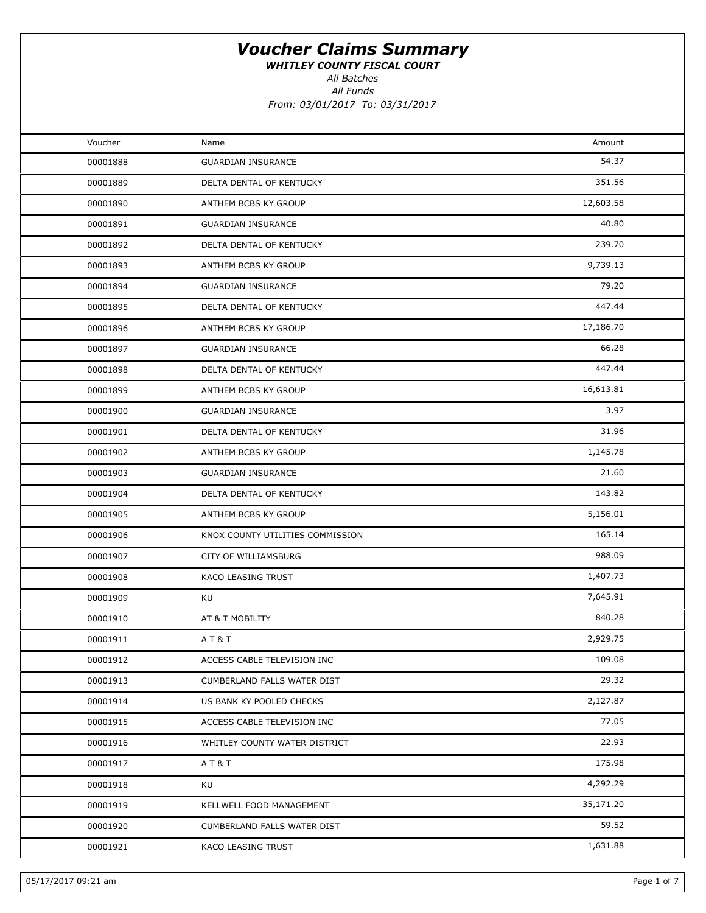# Voucher Claims Summary

***WHITLEY COUNTY FISCAL COURT***

*All Batches*

*All Funds*

*From: 03/01/2017 To: 03/31/2017*

| Voucher | Name | Amount |
|---|---|---|
| 00001888 | GUARDIAN INSURANCE | 54.37 |
| 00001889 | DELTA DENTAL OF KENTUCKY | 351.56 |
| 00001890 | ANTHEM BCBS KY GROUP | 12,603.58 |
| 00001891 | GUARDIAN INSURANCE | 40.80 |
| 00001892 | DELTA DENTAL OF KENTUCKY | 239.70 |
| 00001893 | ANTHEM BCBS KY GROUP | 9,739.13 |
| 00001894 | GUARDIAN INSURANCE | 79.20 |
| 00001895 | DELTA DENTAL OF KENTUCKY | 447.44 |
| 00001896 | ANTHEM BCBS KY GROUP | 17,186.70 |
| 00001897 | GUARDIAN INSURANCE | 66.28 |
| 00001898 | DELTA DENTAL OF KENTUCKY | 447.44 |
| 00001899 | ANTHEM BCBS KY GROUP | 16,613.81 |
| 00001900 | GUARDIAN INSURANCE | 3.97 |
| 00001901 | DELTA DENTAL OF KENTUCKY | 31.96 |
| 00001902 | ANTHEM BCBS KY GROUP | 1,145.78 |
| 00001903 | GUARDIAN INSURANCE | 21.60 |
| 00001904 | DELTA DENTAL OF KENTUCKY | 143.82 |
| 00001905 | ANTHEM BCBS KY GROUP | 5,156.01 |
| 00001906 | KNOX COUNTY UTILITIES COMMISSION | 165.14 |
| 00001907 | CITY OF WILLIAMSBURG | 988.09 |
| 00001908 | KACO LEASING TRUST | 1,407.73 |
| 00001909 | KU | 7,645.91 |
| 00001910 | AT & T MOBILITY | 840.28 |
| 00001911 | A T & T | 2,929.75 |
| 00001912 | ACCESS CABLE TELEVISION INC | 109.08 |
| 00001913 | CUMBERLAND FALLS WATER DIST | 29.32 |
| 00001914 | US BANK KY POOLED CHECKS | 2,127.87 |
| 00001915 | ACCESS CABLE TELEVISION INC | 77.05 |
| 00001916 | WHITLEY COUNTY WATER DISTRICT | 22.93 |
| 00001917 | A T & T | 175.98 |
| 00001918 | KU | 4,292.29 |
| 00001919 | KELLWELL FOOD MANAGEMENT | 35,171.20 |
| 00001920 | CUMBERLAND FALLS WATER DIST | 59.52 |
| 00001921 | KACO LEASING TRUST | 1,631.88 |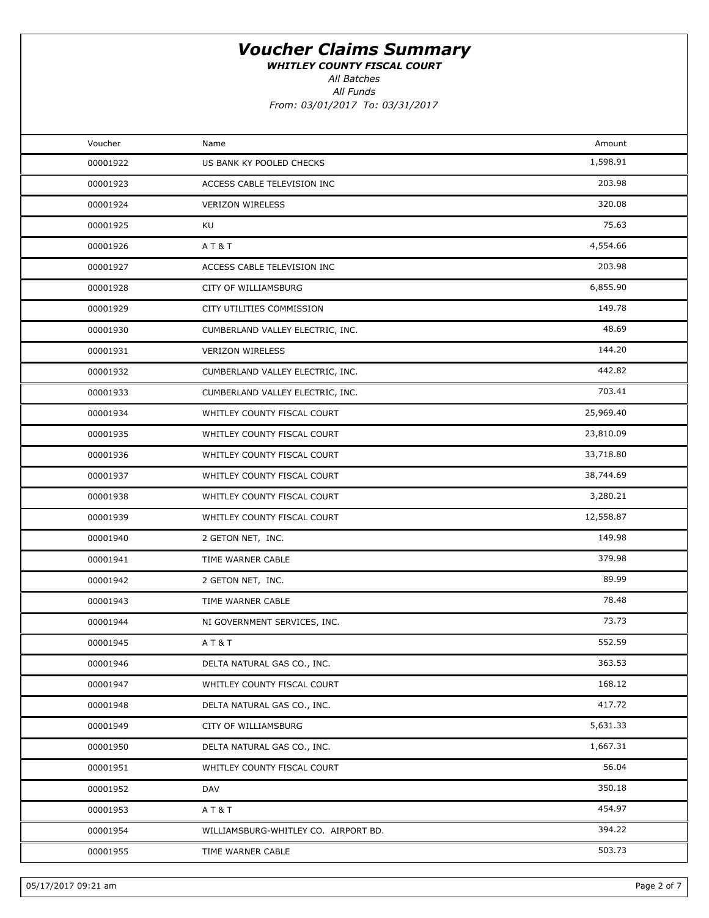# Voucher Claims Summary

***WHITLEY COUNTY FISCAL COURT***

*All Batches*

*All Funds*

*From: 03/01/2017 To: 03/31/2017*

| Voucher | Name | Amount |
|---|---|---|
| 00001922 | US BANK KY POOLED CHECKS | 1,598.91 |
| 00001923 | ACCESS CABLE TELEVISION INC | 203.98 |
| 00001924 | VERIZON WIRELESS | 320.08 |
| 00001925 | KU | 75.63 |
| 00001926 | A T & T | 4,554.66 |
| 00001927 | ACCESS CABLE TELEVISION INC | 203.98 |
| 00001928 | CITY OF WILLIAMSBURG | 6,855.90 |
| 00001929 | CITY UTILITIES COMMISSION | 149.78 |
| 00001930 | CUMBERLAND VALLEY ELECTRIC, INC. | 48.69 |
| 00001931 | VERIZON WIRELESS | 144.20 |
| 00001932 | CUMBERLAND VALLEY ELECTRIC, INC. | 442.82 |
| 00001933 | CUMBERLAND VALLEY ELECTRIC, INC. | 703.41 |
| 00001934 | WHITLEY COUNTY FISCAL COURT | 25,969.40 |
| 00001935 | WHITLEY COUNTY FISCAL COURT | 23,810.09 |
| 00001936 | WHITLEY COUNTY FISCAL COURT | 33,718.80 |
| 00001937 | WHITLEY COUNTY FISCAL COURT | 38,744.69 |
| 00001938 | WHITLEY COUNTY FISCAL COURT | 3,280.21 |
| 00001939 | WHITLEY COUNTY FISCAL COURT | 12,558.87 |
| 00001940 | 2 GETON NET, INC. | 149.98 |
| 00001941 | TIME WARNER CABLE | 379.98 |
| 00001942 | 2 GETON NET, INC. | 89.99 |
| 00001943 | TIME WARNER CABLE | 78.48 |
| 00001944 | NI GOVERNMENT SERVICES, INC. | 73.73 |
| 00001945 | A T & T | 552.59 |
| 00001946 | DELTA NATURAL GAS CO., INC. | 363.53 |
| 00001947 | WHITLEY COUNTY FISCAL COURT | 168.12 |
| 00001948 | DELTA NATURAL GAS CO., INC. | 417.72 |
| 00001949 | CITY OF WILLIAMSBURG | 5,631.33 |
| 00001950 | DELTA NATURAL GAS CO., INC. | 1,667.31 |
| 00001951 | WHITLEY COUNTY FISCAL COURT | 56.04 |
| 00001952 | DAV | 350.18 |
| 00001953 | A T & T | 454.97 |
| 00001954 | WILLIAMSBURG-WHITLEY CO. AIRPORT BD. | 394.22 |
| 00001955 | TIME WARNER CABLE | 503.73 |

05/17/2017 09:21 am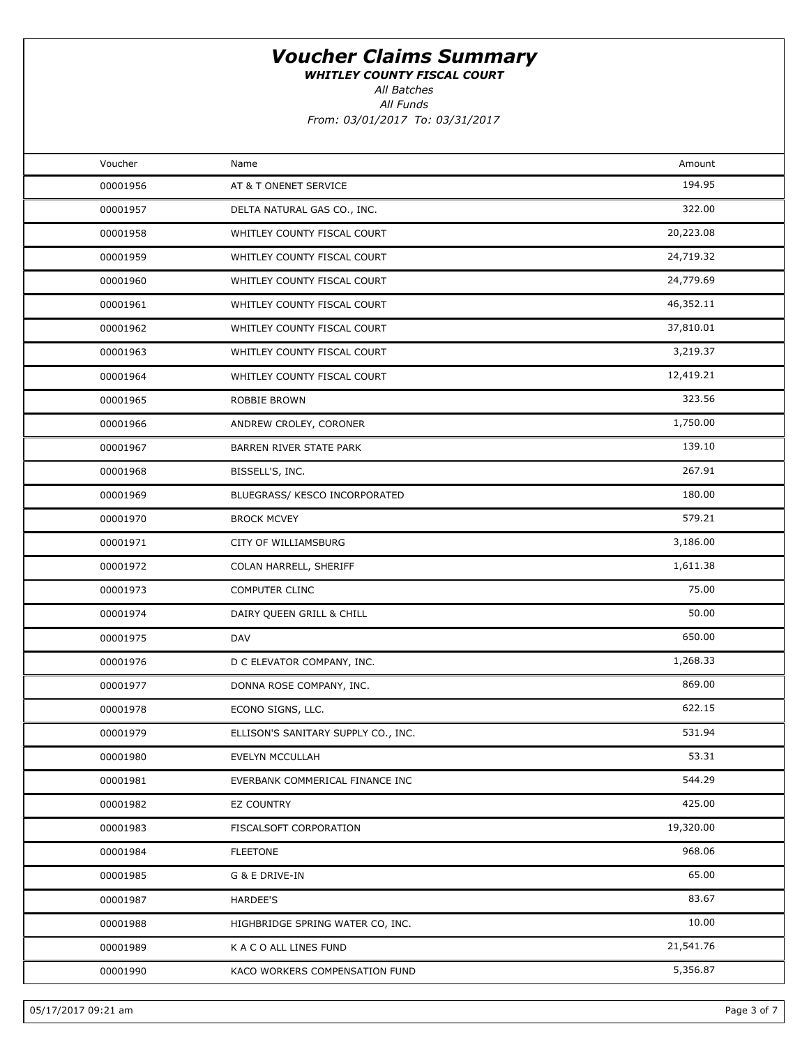# *Voucher Claims Summary*

***WHITLEY COUNTY FISCAL COURT***

*All Batches*

*All Funds*

*From: 03/01/2017 To: 03/31/2017*

| Voucher | Name | Amount |
|---|---|---|
| 00001956 | AT & T ONENET SERVICE | 194.95 |
| 00001957 | DELTA NATURAL GAS CO., INC. | 322.00 |
| 00001958 | WHITLEY COUNTY FISCAL COURT | 20,223.08 |
| 00001959 | WHITLEY COUNTY FISCAL COURT | 24,719.32 |
| 00001960 | WHITLEY COUNTY FISCAL COURT | 24,779.69 |
| 00001961 | WHITLEY COUNTY FISCAL COURT | 46,352.11 |
| 00001962 | WHITLEY COUNTY FISCAL COURT | 37,810.01 |
| 00001963 | WHITLEY COUNTY FISCAL COURT | 3,219.37 |
| 00001964 | WHITLEY COUNTY FISCAL COURT | 12,419.21 |
| 00001965 | ROBBIE BROWN | 323.56 |
| 00001966 | ANDREW CROLEY, CORONER | 1,750.00 |
| 00001967 | BARREN RIVER STATE PARK | 139.10 |
| 00001968 | BISSELL'S, INC. | 267.91 |
| 00001969 | BLUEGRASS/ KESCO INCORPORATED | 180.00 |
| 00001970 | BROCK MCVEY | 579.21 |
| 00001971 | CITY OF WILLIAMSBURG | 3,186.00 |
| 00001972 | COLAN HARRELL, SHERIFF | 1,611.38 |
| 00001973 | COMPUTER CLINC | 75.00 |
| 00001974 | DAIRY QUEEN GRILL & CHILL | 50.00 |
| 00001975 | DAV | 650.00 |
| 00001976 | D C ELEVATOR COMPANY, INC. | 1,268.33 |
| 00001977 | DONNA ROSE COMPANY, INC. | 869.00 |
| 00001978 | ECONO SIGNS, LLC. | 622.15 |
| 00001979 | ELLISON'S SANITARY SUPPLY CO., INC. | 531.94 |
| 00001980 | EVELYN MCCULLAH | 53.31 |
| 00001981 | EVERBANK COMMERICAL FINANCE INC | 544.29 |
| 00001982 | EZ COUNTRY | 425.00 |
| 00001983 | FISCALSOFT CORPORATION | 19,320.00 |
| 00001984 | FLEETONE | 968.06 |
| 00001985 | G & E DRIVE-IN | 65.00 |
| 00001987 | HARDEE'S | 83.67 |
| 00001988 | HIGHBRIDGE SPRING WATER CO, INC. | 10.00 |
| 00001989 | K A C O ALL LINES FUND | 21,541.76 |
| 00001990 | KACO WORKERS COMPENSATION FUND | 5,356.87 |

05/17/2017 09:21 am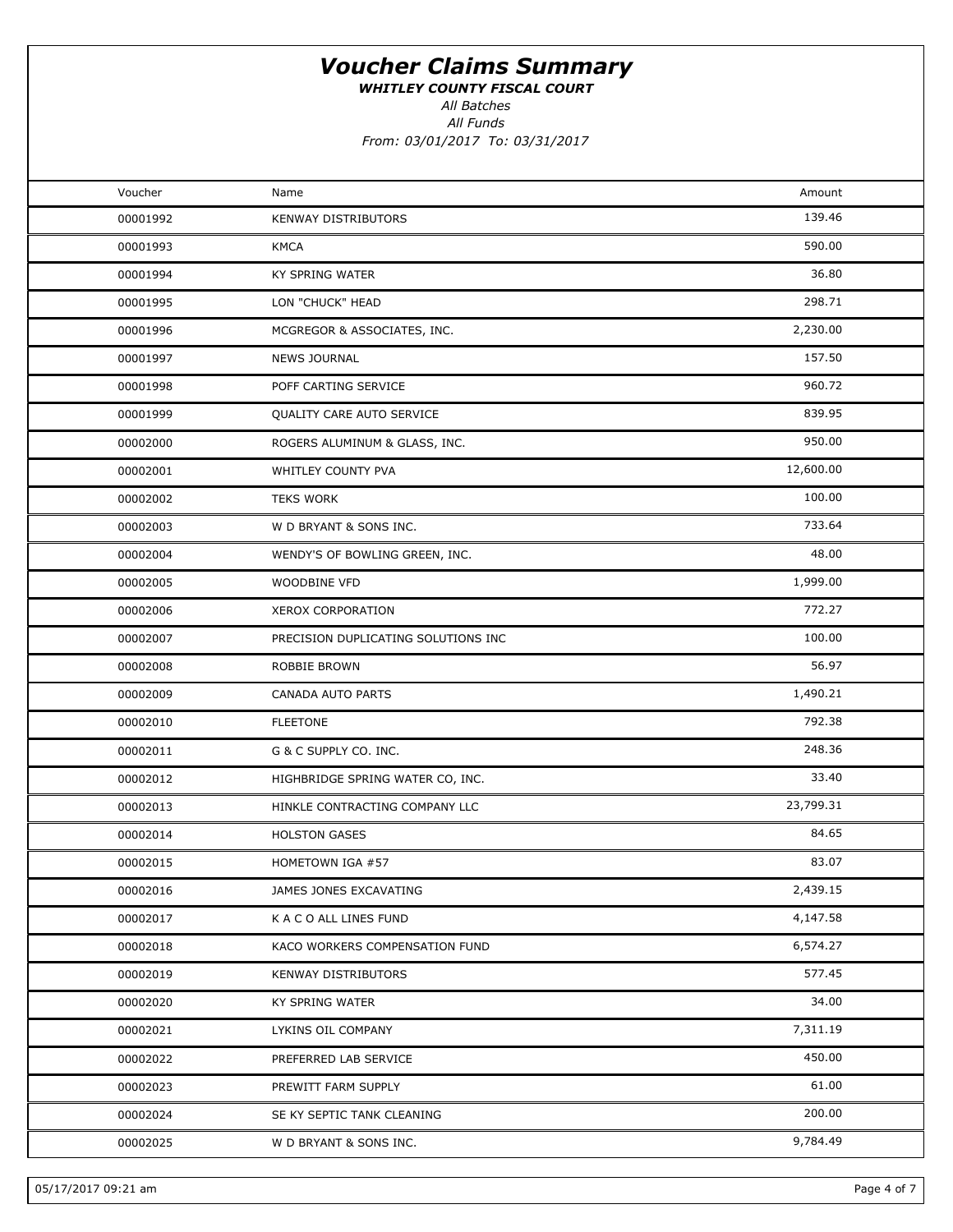# Voucher Claims Summary

***WHITLEY COUNTY FISCAL COURT***

*All Batches*

*All Funds*

*From: 03/01/2017 To: 03/31/2017*

| Voucher | Name | Amount |
|---|---|---|
| 00001992 | KENWAY DISTRIBUTORS | 139.46 |
| 00001993 | KMCA | 590.00 |
| 00001994 | KY SPRING WATER | 36.80 |
| 00001995 | LON "CHUCK" HEAD | 298.71 |
| 00001996 | MCGREGOR & ASSOCIATES, INC. | 2,230.00 |
| 00001997 | NEWS JOURNAL | 157.50 |
| 00001998 | POFF CARTING SERVICE | 960.72 |
| 00001999 | QUALITY CARE AUTO SERVICE | 839.95 |
| 00002000 | ROGERS ALUMINUM & GLASS, INC. | 950.00 |
| 00002001 | WHITLEY COUNTY PVA | 12,600.00 |
| 00002002 | TEKS WORK | 100.00 |
| 00002003 | W D BRYANT & SONS INC. | 733.64 |
| 00002004 | WENDY'S OF BOWLING GREEN, INC. | 48.00 |
| 00002005 | WOODBINE VFD | 1,999.00 |
| 00002006 | XEROX CORPORATION | 772.27 |
| 00002007 | PRECISION DUPLICATING SOLUTIONS INC | 100.00 |
| 00002008 | ROBBIE BROWN | 56.97 |
| 00002009 | CANADA AUTO PARTS | 1,490.21 |
| 00002010 | FLEETONE | 792.38 |
| 00002011 | G & C SUPPLY CO. INC. | 248.36 |
| 00002012 | HIGHBRIDGE SPRING WATER CO, INC. | 33.40 |
| 00002013 | HINKLE CONTRACTING COMPANY LLC | 23,799.31 |
| 00002014 | HOLSTON GASES | 84.65 |
| 00002015 | HOMETOWN IGA #57 | 83.07 |
| 00002016 | JAMES JONES EXCAVATING | 2,439.15 |
| 00002017 | K A C O ALL LINES FUND | 4,147.58 |
| 00002018 | KACO WORKERS COMPENSATION FUND | 6,574.27 |
| 00002019 | KENWAY DISTRIBUTORS | 577.45 |
| 00002020 | KY SPRING WATER | 34.00 |
| 00002021 | LYKINS OIL COMPANY | 7,311.19 |
| 00002022 | PREFERRED LAB SERVICE | 450.00 |
| 00002023 | PREWITT FARM SUPPLY | 61.00 |
| 00002024 | SE KY SEPTIC TANK CLEANING | 200.00 |
| 00002025 | W D BRYANT & SONS INC. | 9,784.49 |

05/17/2017 09:21 am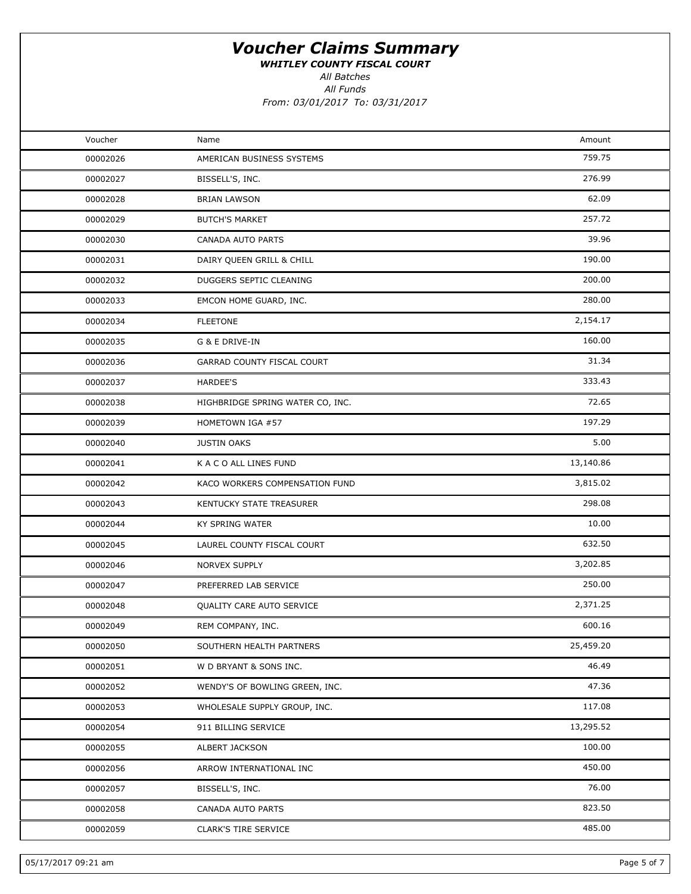# Voucher Claims Summary

***WHITLEY COUNTY FISCAL COURT***

*All Batches*

*All Funds*

*From: 03/01/2017 To: 03/31/2017*

| Voucher | Name | Amount |
|---|---|---|
| 00002026 | AMERICAN BUSINESS SYSTEMS | 759.75 |
| 00002027 | BISSELL'S, INC. | 276.99 |
| 00002028 | BRIAN LAWSON | 62.09 |
| 00002029 | BUTCH'S MARKET | 257.72 |
| 00002030 | CANADA AUTO PARTS | 39.96 |
| 00002031 | DAIRY QUEEN GRILL & CHILL | 190.00 |
| 00002032 | DUGGERS SEPTIC CLEANING | 200.00 |
| 00002033 | EMCON HOME GUARD, INC. | 280.00 |
| 00002034 | FLEETONE | 2,154.17 |
| 00002035 | G & E DRIVE-IN | 160.00 |
| 00002036 | GARRAD COUNTY FISCAL COURT | 31.34 |
| 00002037 | HARDEE'S | 333.43 |
| 00002038 | HIGHBRIDGE SPRING WATER CO, INC. | 72.65 |
| 00002039 | HOMETOWN IGA #57 | 197.29 |
| 00002040 | JUSTIN OAKS | 5.00 |
| 00002041 | K A C O ALL LINES FUND | 13,140.86 |
| 00002042 | KACO WORKERS COMPENSATION FUND | 3,815.02 |
| 00002043 | KENTUCKY STATE TREASURER | 298.08 |
| 00002044 | KY SPRING WATER | 10.00 |
| 00002045 | LAUREL COUNTY FISCAL COURT | 632.50 |
| 00002046 | NORVEX SUPPLY | 3,202.85 |
| 00002047 | PREFERRED LAB SERVICE | 250.00 |
| 00002048 | QUALITY CARE AUTO SERVICE | 2,371.25 |
| 00002049 | REM COMPANY, INC. | 600.16 |
| 00002050 | SOUTHERN HEALTH PARTNERS | 25,459.20 |
| 00002051 | W D BRYANT & SONS INC. | 46.49 |
| 00002052 | WENDY'S OF BOWLING GREEN, INC. | 47.36 |
| 00002053 | WHOLESALE SUPPLY GROUP, INC. | 117.08 |
| 00002054 | 911 BILLING SERVICE | 13,295.52 |
| 00002055 | ALBERT JACKSON | 100.00 |
| 00002056 | ARROW INTERNATIONAL INC | 450.00 |
| 00002057 | BISSELL'S, INC. | 76.00 |
| 00002058 | CANADA AUTO PARTS | 823.50 |
| 00002059 | CLARK'S TIRE SERVICE | 485.00 |

05/17/2017 09:21 am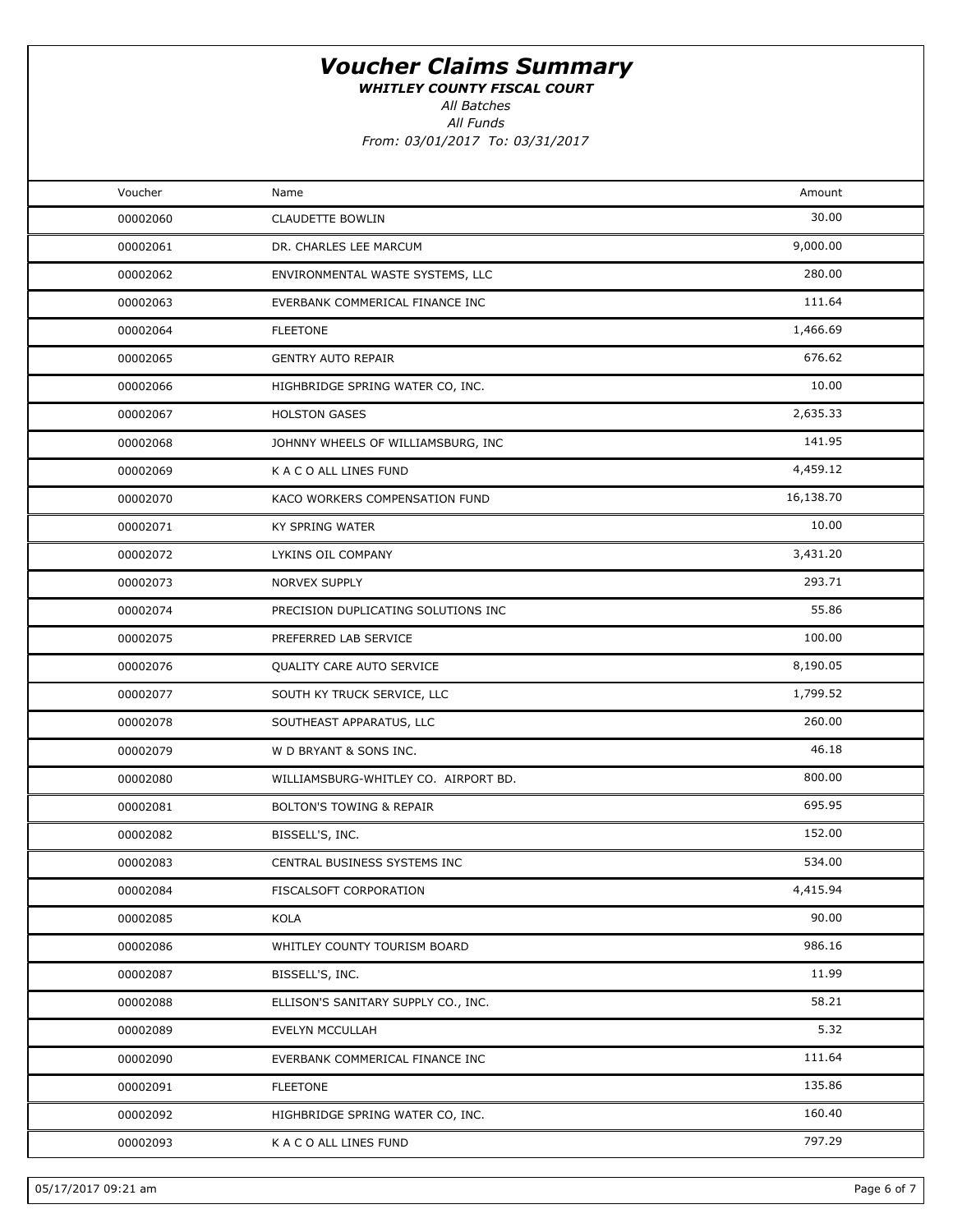# Voucher Claims Summary

***WHITLEY COUNTY FISCAL COURT***

*All Batches*

*All Funds*

*From: 03/01/2017 To: 03/31/2017*

| Voucher | Name | Amount |
|---|---|---|
| 00002060 | CLAUDETTE BOWLIN | 30.00 |
| 00002061 | DR. CHARLES LEE MARCUM | 9,000.00 |
| 00002062 | ENVIRONMENTAL WASTE SYSTEMS, LLC | 280.00 |
| 00002063 | EVERBANK COMMERICAL FINANCE INC | 111.64 |
| 00002064 | FLEETONE | 1,466.69 |
| 00002065 | GENTRY AUTO REPAIR | 676.62 |
| 00002066 | HIGHBRIDGE SPRING WATER CO, INC. | 10.00 |
| 00002067 | HOLSTON GASES | 2,635.33 |
| 00002068 | JOHNNY WHEELS OF WILLIAMSBURG, INC | 141.95 |
| 00002069 | K A C O ALL LINES FUND | 4,459.12 |
| 00002070 | KACO WORKERS COMPENSATION FUND | 16,138.70 |
| 00002071 | KY SPRING WATER | 10.00 |
| 00002072 | LYKINS OIL COMPANY | 3,431.20 |
| 00002073 | NORVEX SUPPLY | 293.71 |
| 00002074 | PRECISION DUPLICATING SOLUTIONS INC | 55.86 |
| 00002075 | PREFERRED LAB SERVICE | 100.00 |
| 00002076 | QUALITY CARE AUTO SERVICE | 8,190.05 |
| 00002077 | SOUTH KY TRUCK SERVICE, LLC | 1,799.52 |
| 00002078 | SOUTHEAST APPARATUS, LLC | 260.00 |
| 00002079 | W D BRYANT & SONS INC. | 46.18 |
| 00002080 | WILLIAMSBURG-WHITLEY CO. AIRPORT BD. | 800.00 |
| 00002081 | BOLTON'S TOWING & REPAIR | 695.95 |
| 00002082 | BISSELL'S, INC. | 152.00 |
| 00002083 | CENTRAL BUSINESS SYSTEMS INC | 534.00 |
| 00002084 | FISCALSOFT CORPORATION | 4,415.94 |
| 00002085 | KOLA | 90.00 |
| 00002086 | WHITLEY COUNTY TOURISM BOARD | 986.16 |
| 00002087 | BISSELL'S, INC. | 11.99 |
| 00002088 | ELLISON'S SANITARY SUPPLY CO., INC. | 58.21 |
| 00002089 | EVELYN MCCULLAH | 5.32 |
| 00002090 | EVERBANK COMMERICAL FINANCE INC | 111.64 |
| 00002091 | FLEETONE | 135.86 |
| 00002092 | HIGHBRIDGE SPRING WATER CO, INC. | 160.40 |
| 00002093 | K A C O ALL LINES FUND | 797.29 |

05/17/2017 09:21 am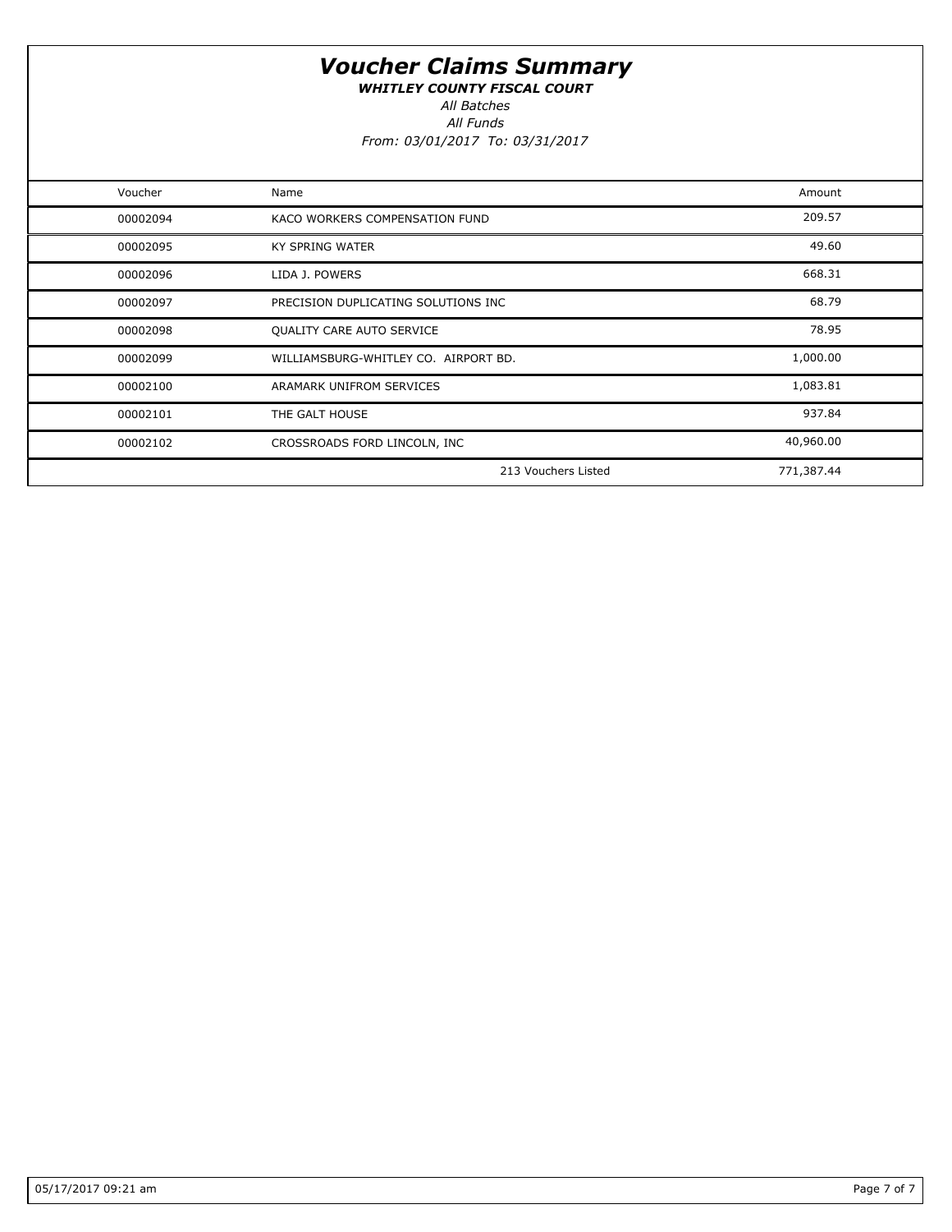# *Voucher Claims Summary*

***WHITLEY COUNTY FISCAL COURT***

*All Batches*

*All Funds*

*From: 03/01/2017 To: 03/31/2017*

| Voucher | Name | Amount |
|---|---|---|
| 00002094 | KACO WORKERS COMPENSATION FUND | 209.57 |
| 00002095 | KY SPRING WATER | 49.60 |
| 00002096 | LIDA J. POWERS | 668.31 |
| 00002097 | PRECISION DUPLICATING SOLUTIONS INC | 68.79 |
| 00002098 | QUALITY CARE AUTO SERVICE | 78.95 |
| 00002099 | WILLIAMSBURG-WHITLEY CO. AIRPORT BD. | 1,000.00 |
| 00002100 | ARAMARK UNIFROM SERVICES | 1,083.81 |
| 00002101 | THE GALT HOUSE | 937.84 |
| 00002102 | CROSSROADS FORD LINCOLN, INC | 40,960.00 |
| | 213 Vouchers Listed | 771,387.44 |

05/17/2017 09:21 am